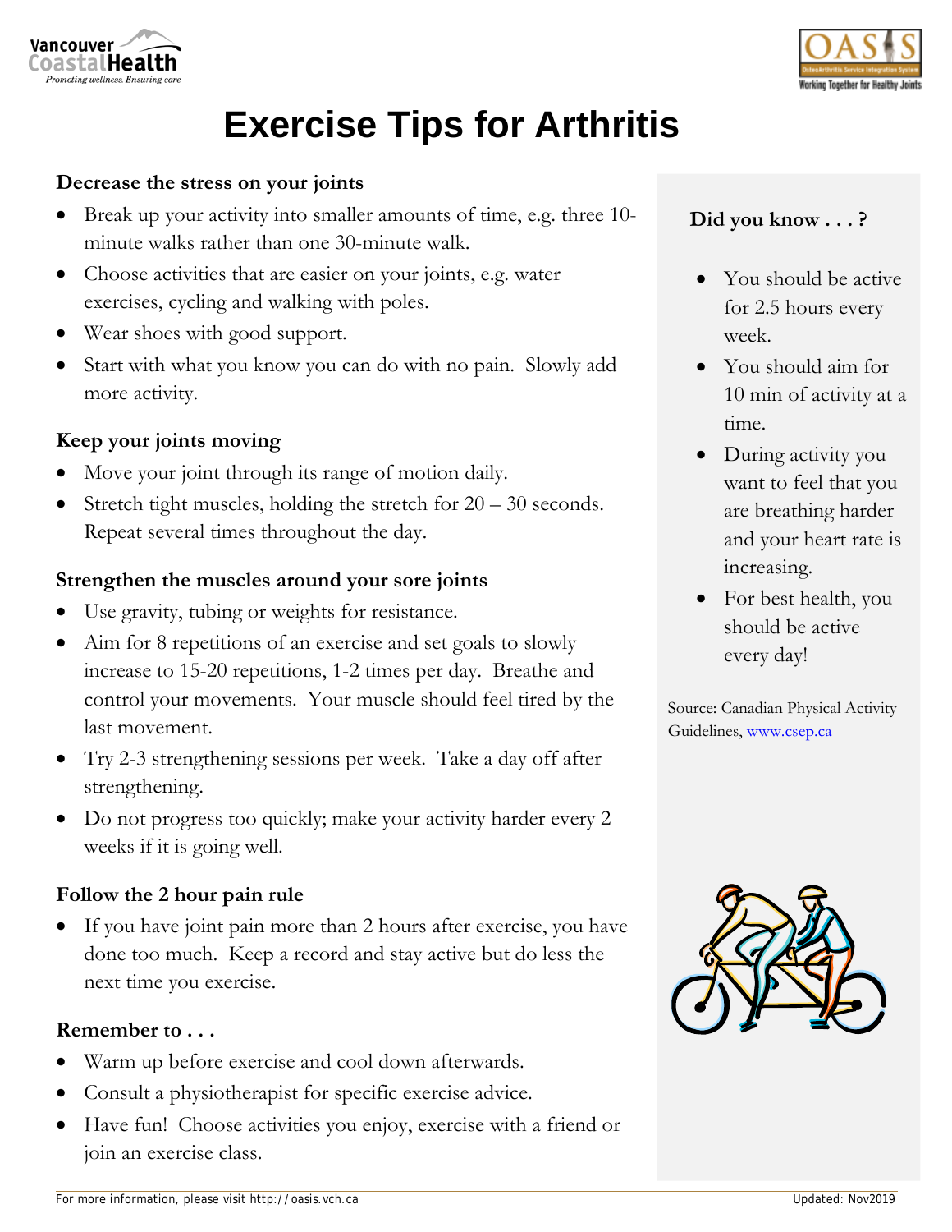# Exercise Tips for Arthritis

### Decrease the stress on your joints

- Break up your activity into smaller amounts of time, e.g. three 10-minute walks rather than one 30-minute walk.
- Choose activities that are easier on your joints, e.g. water exercises, cycling and walking with poles.
- Wear shoes with good support.
- Start with what you know you can do with no pain. Slowly add more activity.

### Keep your joints moving

- Move your joint through its range of motion daily.
- Stretch tight muscles, holding the stretch for 20 – 30 seconds. Repeat several times throughout the day.

### Strengthen the muscles around your sore joints

- Use gravity, tubing or weights for resistance.
- Aim for 8 repetitions of an exercise and set goals to slowly increase to 15-20 repetitions, 1-2 times per day. Breathe and control your movements. Your muscle should feel tired by the last movement.
- Try 2-3 strengthening sessions per week. Take a day off after strengthening.
- Do not progress too quickly; make your activity harder every 2 weeks if it is going well.

### Follow the 2 hour pain rule

- If you have joint pain more than 2 hours after exercise, you have done too much. Keep a record and stay active but do less the next time you exercise.

### Remember to . . .

- Warm up before exercise and cool down afterwards.
- Consult a physiotherapist for specific exercise advice.
- Have fun! Choose activities you enjoy, exercise with a friend or join an exercise class.

### Did you know . . . ?

- You should be active for 2.5 hours every week.
- You should aim for 10 min of activity at a time.
- During activity you want to feel that you are breathing harder and your heart rate is increasing.
- For best health, you should be active every day!

Source: Canadian Physical Activity Guidelines, [www.csep.ca](http://www.csep.ca)

For more information, please visit http://oasis.vch.ca

Updated: Nov2019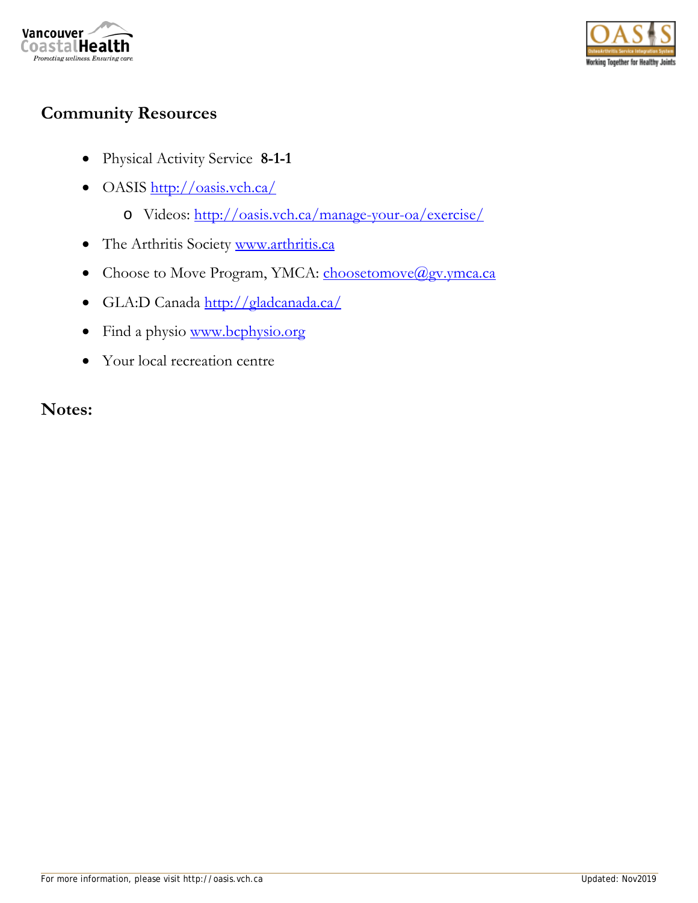## Community Resources

- Physical Activity Service **8-1-1**
- OASIS http://oasis.vch.ca/
  - Videos: http://oasis.vch.ca/manage-your-oa/exercise/
- The Arthritis Society www.arthritis.ca
- Choose to Move Program, YMCA: choosetomove@gv.ymca.ca
- GLA:D Canada http://gladcanada.ca/
- Find a physio www.bcphysio.org
- Your local recreation centre

## Notes: